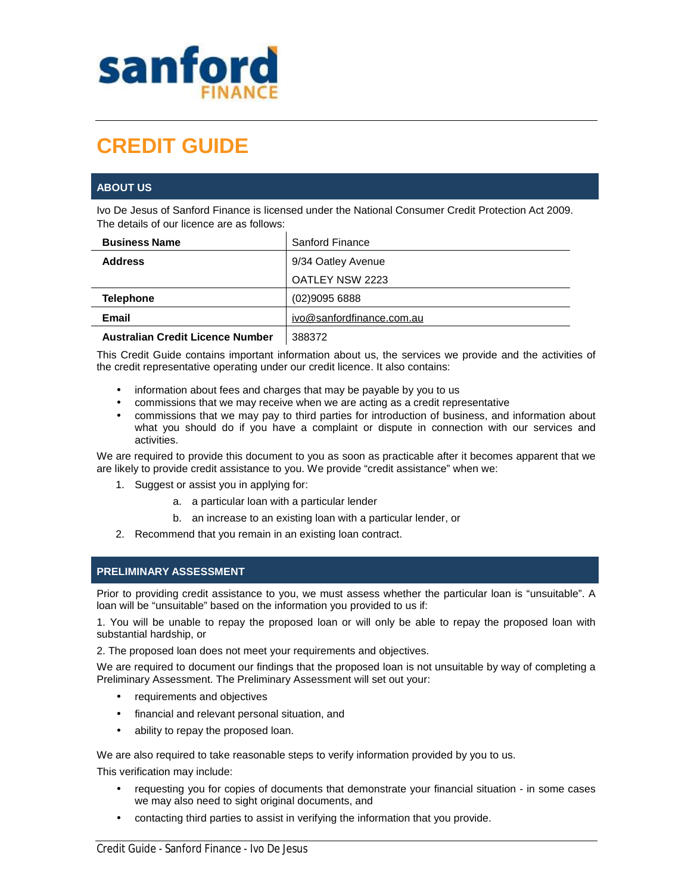sanford FINANCE

# CREDIT GUIDE

## ABOUT US

Ivo De Jesus of Sanford Finance is licensed under the National Consumer Credit Protection Act 2009. The details of our licence are as follows:

| | |
|---|---|
| **Business Name** | Sanford Finance |
| **Address** | 9/34 Oatley Avenue<br>OATLEY NSW 2223 |
| **Telephone** | (02)9095 6888 |
| **Email** | ivo@sanfordfinance.com.au |
| **Australian Credit Licence Number** | 388372 |

This Credit Guide contains important information about us, the services we provide and the activities of the credit representative operating under our credit licence. It also contains:

- information about fees and charges that may be payable by you to us
- commissions that we may receive when we are acting as a credit representative
- commissions that we may pay to third parties for introduction of business, and information about what you should do if you have a complaint or dispute in connection with our services and activities.

We are required to provide this document to you as soon as practicable after it becomes apparent that we are likely to provide credit assistance to you. We provide "credit assistance" when we:

1. Suggest or assist you in applying for:
   a. a particular loan with a particular lender
   b. an increase to an existing loan with a particular lender, or
2. Recommend that you remain in an existing loan contract.

## PRELIMINARY ASSESSMENT

Prior to providing credit assistance to you, we must assess whether the particular loan is "unsuitable". A loan will be "unsuitable" based on the information you provided to us if:

1. You will be unable to repay the proposed loan or will only be able to repay the proposed loan with substantial hardship, or

2. The proposed loan does not meet your requirements and objectives.

We are required to document our findings that the proposed loan is not unsuitable by way of completing a Preliminary Assessment. The Preliminary Assessment will set out your:

- requirements and objectives
- financial and relevant personal situation, and
- ability to repay the proposed loan.

We are also required to take reasonable steps to verify information provided by you to us.

This verification may include:

- requesting you for copies of documents that demonstrate your financial situation - in some cases we may also need to sight original documents, and
- contacting third parties to assist in verifying the information that you provide.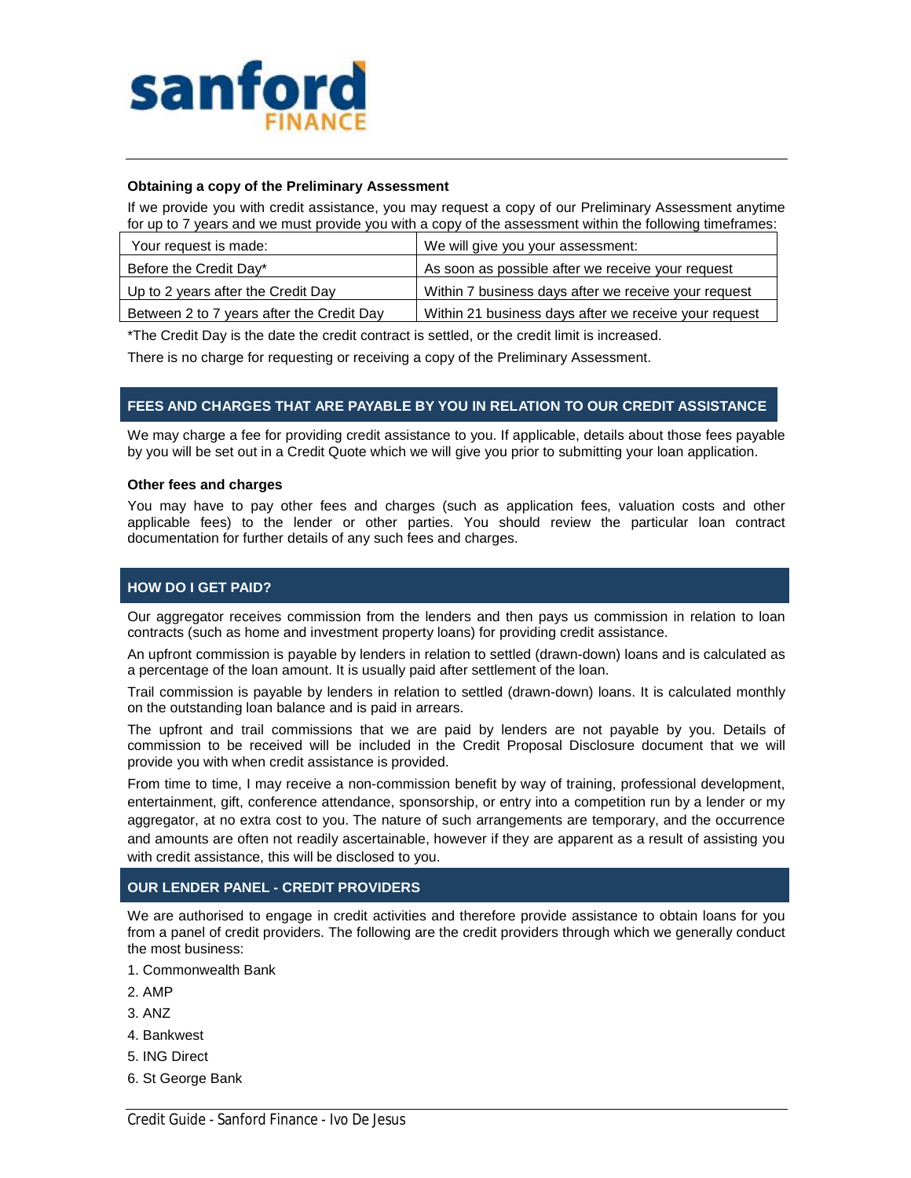sanford FINANCE

### Obtaining a copy of the Preliminary Assessment

If we provide you with credit assistance, you may request a copy of our Preliminary Assessment anytime for up to 7 years and we must provide you with a copy of the assessment within the following timeframes:

| Your request is made: | We will give you your assessment: |
| --- | --- |
| Before the Credit Day* | As soon as possible after we receive your request |
| Up to 2 years after the Credit Day | Within 7 business days after we receive your request |
| Between 2 to 7 years after the Credit Day | Within 21 business days after we receive your request |

*The Credit Day is the date the credit contract is settled, or the credit limit is increased.

There is no charge for requesting or receiving a copy of the Preliminary Assessment.

## FEES AND CHARGES THAT ARE PAYABLE BY YOU IN RELATION TO OUR CREDIT ASSISTANCE

We may charge a fee for providing credit assistance to you. If applicable, details about those fees payable by you will be set out in a Credit Quote which we will give you prior to submitting your loan application.

### Other fees and charges

You may have to pay other fees and charges (such as application fees, valuation costs and other applicable fees) to the lender or other parties. You should review the particular loan contract documentation for further details of any such fees and charges.

## HOW DO I GET PAID?

Our aggregator receives commission from the lenders and then pays us commission in relation to loan contracts (such as home and investment property loans) for providing credit assistance.

An upfront commission is payable by lenders in relation to settled (drawn-down) loans and is calculated as a percentage of the loan amount. It is usually paid after settlement of the loan.

Trail commission is payable by lenders in relation to settled (drawn-down) loans. It is calculated monthly on the outstanding loan balance and is paid in arrears.

The upfront and trail commissions that we are paid by lenders are not payable by you. Details of commission to be received will be included in the Credit Proposal Disclosure document that we will provide you with when credit assistance is provided.

From time to time, I may receive a non-commission benefit by way of training, professional development, entertainment, gift, conference attendance, sponsorship, or entry into a competition run by a lender or my aggregator, at no extra cost to you. The nature of such arrangements are temporary, and the occurrence and amounts are often not readily ascertainable, however if they are apparent as a result of assisting you with credit assistance, this will be disclosed to you.

## OUR LENDER PANEL - CREDIT PROVIDERS

We are authorised to engage in credit activities and therefore provide assistance to obtain loans for you from a panel of credit providers. The following are the credit providers through which we generally conduct the most business:

1. Commonwealth Bank
2. AMP
3. ANZ
4. Bankwest
5. ING Direct
6. St George Bank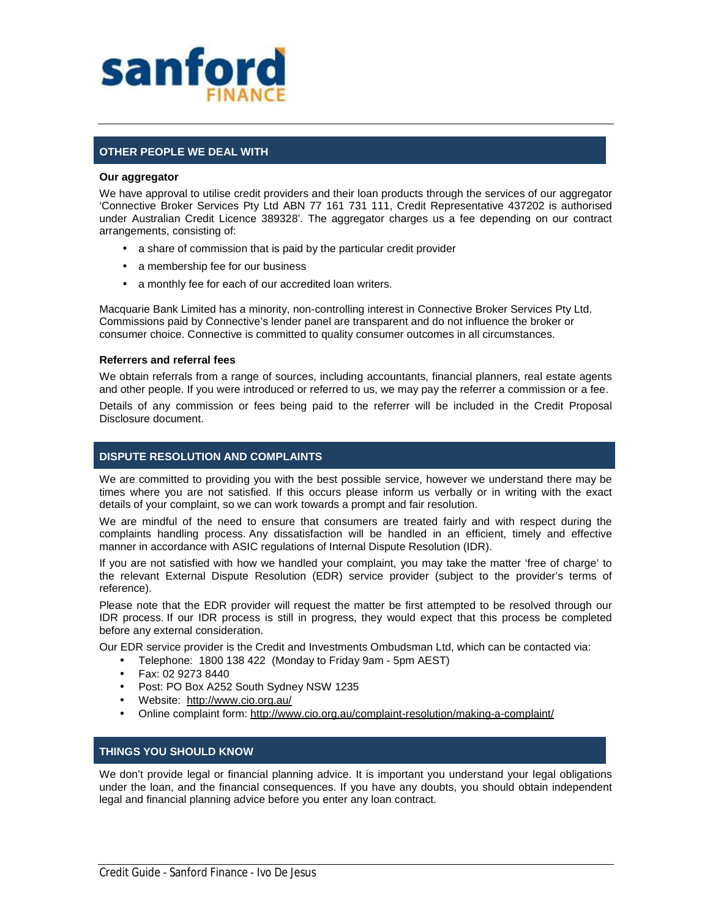## OTHER PEOPLE WE DEAL WITH

### Our aggregator

We have approval to utilise credit providers and their loan products through the services of our aggregator 'Connective Broker Services Pty Ltd ABN 77 161 731 111, Credit Representative 437202 is authorised under Australian Credit Licence 389328'. The aggregator charges us a fee depending on our contract arrangements, consisting of:

- a share of commission that is paid by the particular credit provider
- a membership fee for our business
- a monthly fee for each of our accredited loan writers.

Macquarie Bank Limited has a minority, non-controlling interest in Connective Broker Services Pty Ltd. Commissions paid by Connective's lender panel are transparent and do not influence the broker or consumer choice. Connective is committed to quality consumer outcomes in all circumstances.

### Referrers and referral fees

We obtain referrals from a range of sources, including accountants, financial planners, real estate agents and other people. If you were introduced or referred to us, we may pay the referrer a commission or a fee.

Details of any commission or fees being paid to the referrer will be included in the Credit Proposal Disclosure document.

## DISPUTE RESOLUTION AND COMPLAINTS

We are committed to providing you with the best possible service, however we understand there may be times where you are not satisfied. If this occurs please inform us verbally or in writing with the exact details of your complaint, so we can work towards a prompt and fair resolution.

We are mindful of the need to ensure that consumers are treated fairly and with respect during the complaints handling process. Any dissatisfaction will be handled in an efficient, timely and effective manner in accordance with ASIC regulations of Internal Dispute Resolution (IDR).

If you are not satisfied with how we handled your complaint, you may take the matter 'free of charge' to the relevant External Dispute Resolution (EDR) service provider (subject to the provider's terms of reference).

Please note that the EDR provider will request the matter be first attempted to be resolved through our IDR process. If our IDR process is still in progress, they would expect that this process be completed before any external consideration.

Our EDR service provider is the Credit and Investments Ombudsman Ltd, which can be contacted via:

- Telephone: 1800 138 422 (Monday to Friday 9am - 5pm AEST)
- Fax: 02 9273 8440
- Post: PO Box A252 South Sydney NSW 1235
- Website: http://www.cio.org.au/
- Online complaint form: http://www.cio.org.au/complaint-resolution/making-a-complaint/

## THINGS YOU SHOULD KNOW

We don't provide legal or financial planning advice. It is important you understand your legal obligations under the loan, and the financial consequences. If you have any doubts, you should obtain independent legal and financial planning advice before you enter any loan contract.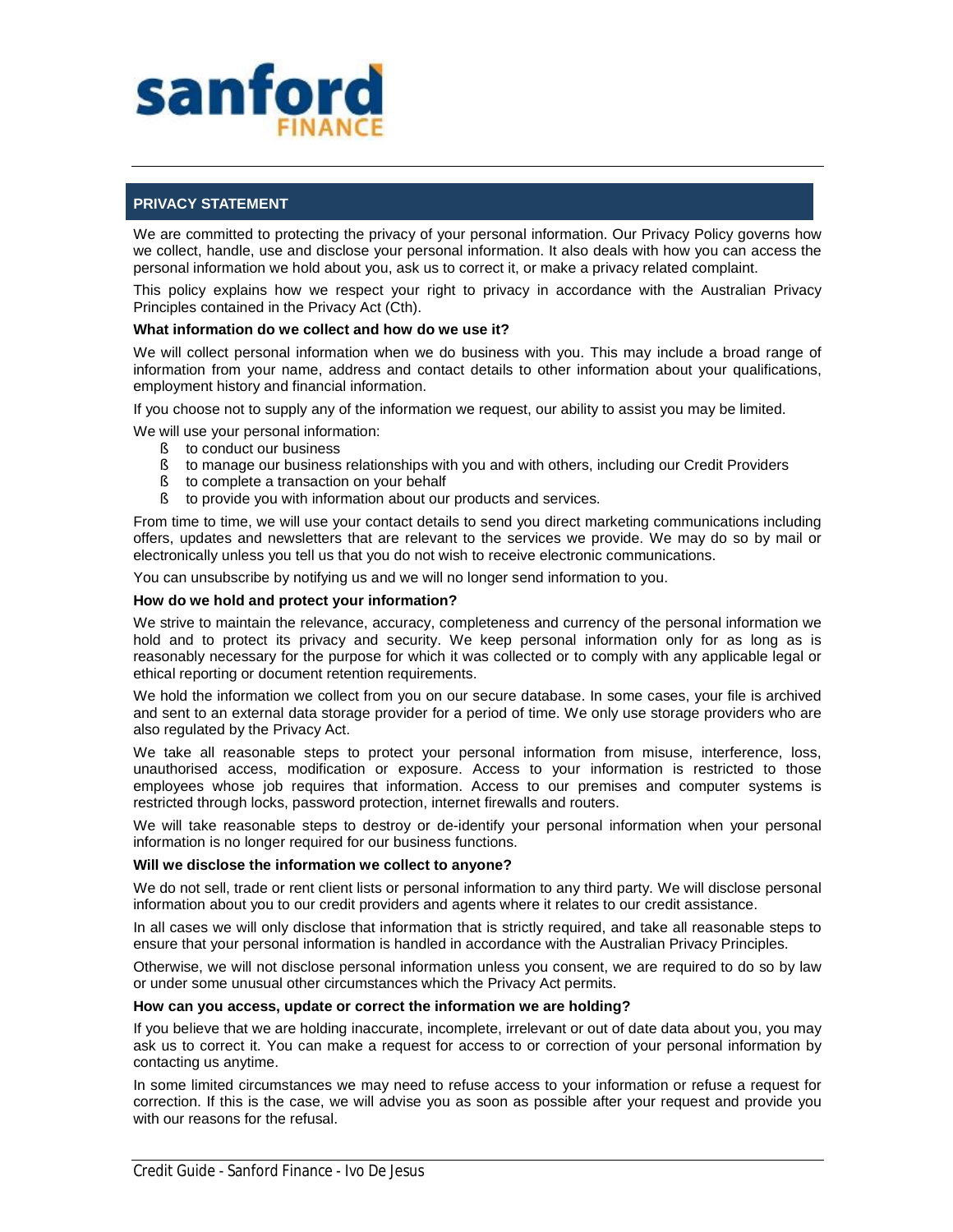## PRIVACY STATEMENT

We are committed to protecting the privacy of your personal information. Our Privacy Policy governs how we collect, handle, use and disclose your personal information. It also deals with how you can access the personal information we hold about you, ask us to correct it, or make a privacy related complaint.

This policy explains how we respect your right to privacy in accordance with the Australian Privacy Principles contained in the Privacy Act (Cth).

**What information do we collect and how do we use it?**

We will collect personal information when we do business with you. This may include a broad range of information from your name, address and contact details to other information about your qualifications, employment history and financial information.

If you choose not to supply any of the information we request, our ability to assist you may be limited.

We will use your personal information:

- to conduct our business
- to manage our business relationships with you and with others, including our Credit Providers
- to complete a transaction on your behalf
- to provide you with information about our products and services.

From time to time, we will use your contact details to send you direct marketing communications including offers, updates and newsletters that are relevant to the services we provide. We may do so by mail or electronically unless you tell us that you do not wish to receive electronic communications.

You can unsubscribe by notifying us and we will no longer send information to you.

**How do we hold and protect your information?**

We strive to maintain the relevance, accuracy, completeness and currency of the personal information we hold and to protect its privacy and security. We keep personal information only for as long as is reasonably necessary for the purpose for which it was collected or to comply with any applicable legal or ethical reporting or document retention requirements.

We hold the information we collect from you on our secure database. In some cases, your file is archived and sent to an external data storage provider for a period of time. We only use storage providers who are also regulated by the Privacy Act.

We take all reasonable steps to protect your personal information from misuse, interference, loss, unauthorised access, modification or exposure. Access to your information is restricted to those employees whose job requires that information. Access to our premises and computer systems is restricted through locks, password protection, internet firewalls and routers.

We will take reasonable steps to destroy or de-identify your personal information when your personal information is no longer required for our business functions.

**Will we disclose the information we collect to anyone?**

We do not sell, trade or rent client lists or personal information to any third party. We will disclose personal information about you to our credit providers and agents where it relates to our credit assistance.

In all cases we will only disclose that information that is strictly required, and take all reasonable steps to ensure that your personal information is handled in accordance with the Australian Privacy Principles.

Otherwise, we will not disclose personal information unless you consent, we are required to do so by law or under some unusual other circumstances which the Privacy Act permits.

**How can you access, update or correct the information we are holding?**

If you believe that we are holding inaccurate, incomplete, irrelevant or out of date data about you, you may ask us to correct it. You can make a request for access to or correction of your personal information by contacting us anytime.

In some limited circumstances we may need to refuse access to your information or refuse a request for correction. If this is the case, we will advise you as soon as possible after your request and provide you with our reasons for the refusal.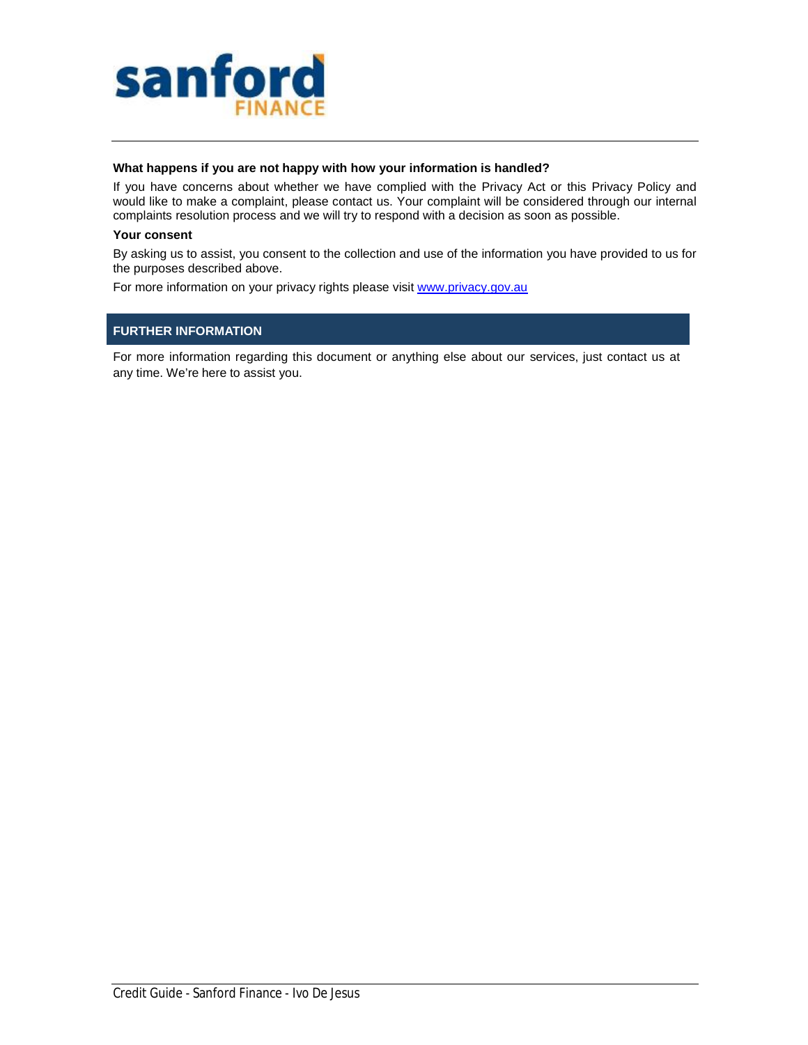**What happens if you are not happy with how your information is handled?**

If you have concerns about whether we have complied with the Privacy Act or this Privacy Policy and would like to make a complaint, please contact us. Your complaint will be considered through our internal complaints resolution process and we will try to respond with a decision as soon as possible.

**Your consent**

By asking us to assist, you consent to the collection and use of the information you have provided to us for the purposes described above.

For more information on your privacy rights please visit [www.privacy.gov.au](http://www.privacy.gov.au)

## FURTHER INFORMATION

For more information regarding this document or anything else about our services, just contact us at any time. We're here to assist you.